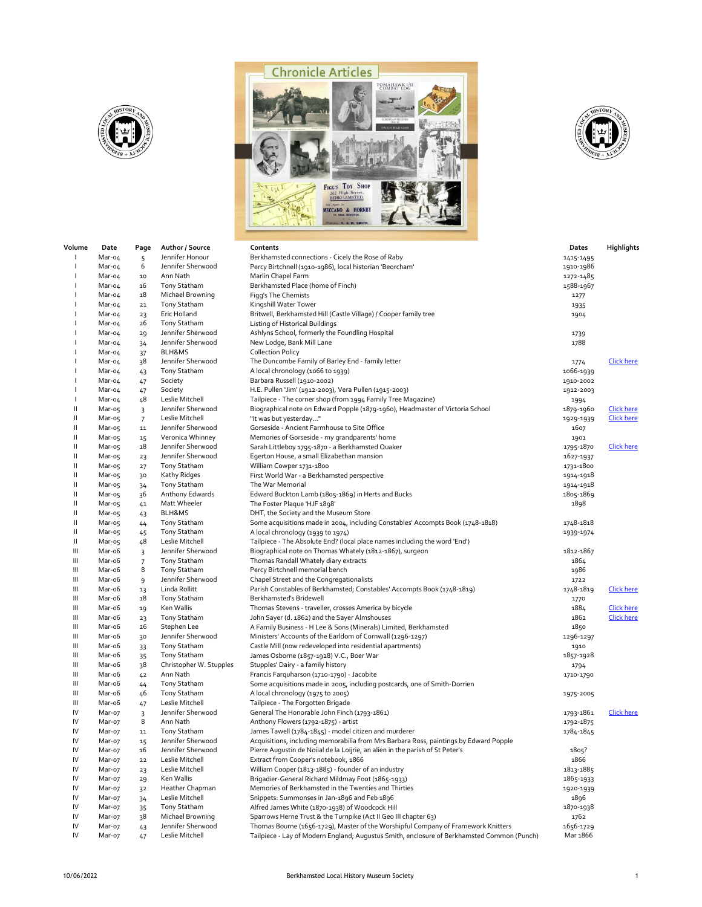# Chronicle Articles

| Volume | Date | Page | Author / Source | Contents | Dates | Highlights |
|---|---|---|---|---|---|---|
| I | Mar-04 | 5 | Jennifer Honour | Berkhamsted connections - Cicely the Rose of Raby | 1415-1495 | |
| I | Mar-04 | 6 | Jennifer Sherwood | Percy Birtchnell (1910-1986), local historian 'Beorcham' | 1910-1986 | |
| I | Mar-04 | 10 | Ann Nath | Marlin Chapel Farm | 1272-1485 | |
| I | Mar-04 | 16 | Tony Statham | Berkhamsted Place (home of Finch) | 1588-1967 | |
| I | Mar-04 | 18 | Michael Browning | Figg's The Chemists | 1277 | |
| I | Mar-04 | 21 | Tony Statham | Kingshill Water Tower | 1935 | |
| I | Mar-04 | 23 | Eric Holland | Britwell, Berkhamsted Hill (Castle Village) / Cooper family tree | 1904 | |
| I | Mar-04 | 26 | Tony Statham | Listing of Historical Buildings | | |
| I | Mar-04 | 29 | Jennifer Sherwood | Ashlyns School, formerly the Foundling Hospital | 1739 | |
| I | Mar-04 | 34 | Jennifer Sherwood | New Lodge, Bank Mill Lane | 1788 | |
| I | Mar-04 | 37 | BLH&MS | Collection Policy | | |
| I | Mar-04 | 38 | Jennifer Sherwood | The Duncombe Family of Barley End - family letter | 1774 | Click here |
| I | Mar-04 | 43 | Tony Statham | A local chronology (1066 to 1939) | 1066-1939 | |
| I | Mar-04 | 47 | Society | Barbara Russell (1910-2002) | 1910-2002 | |
| I | Mar-04 | 47 | Society | H.E. Pullen 'Jim' (1912-2003), Vera Pullen (1915-2003) | 1912-2003 | |
| I | Mar-04 | 48 | Leslie Mitchell | Tailpiece - The corner shop (from 1994 Family Tree Magazine) | 1994 | |
| II | Mar-05 | 3 | Jennifer Sherwood | Biographical note on Edward Popple (1879-1960), Headmaster of Victoria School | 1879-1960 | Click here |
| II | Mar-05 | 7 | Leslie Mitchell | "It was but yesterday…" | 1929-1939 | Click here |
| II | Mar-05 | 11 | Jennifer Sherwood | Gorseside - Ancient Farmhouse to Site Office | 1607 | |
| II | Mar-05 | 15 | Veronica Whinney | Memories of Gorseside - my grandparents' home | 1901 | |
| II | Mar-05 | 18 | Jennifer Sherwood | Sarah Littleboy 1795-1870 - a Berkhamsted Quaker | 1795-1870 | Click here |
| II | Mar-05 | 23 | Jennifer Sherwood | Egerton House, a small Elizabethan mansion | 1627-1937 | |
| II | Mar-05 | 27 | Tony Statham | William Cowper 1731-1800 | 1731-1800 | |
| II | Mar-05 | 30 | Kathy Ridges | First World War - a Berkhamsted perspective | 1914-1918 | |
| II | Mar-05 | 34 | Tony Statham | The War Memorial | 1914-1918 | |
| II | Mar-05 | 36 | Anthony Edwards | Edward Buckton Lamb (1805-1869) in Herts and Bucks | 1805-1869 | |
| II | Mar-05 | 41 | Matt Wheeler | The Foster Plaque 'HJF 1898' | 1898 | |
| II | Mar-05 | 43 | BLH&MS | DHT, the Society and the Museum Store | | |
| II | Mar-05 | 44 | Tony Statham | Some acquisitions made in 2004, including Constables' Accompts Book (1748-1818) | 1748-1818 | |
| II | Mar-05 | 45 | Tony Statham | A local chronology (1939 to 1974) | 1939-1974 | |
| II | Mar-05 | 48 | Leslie Mitchell | Tailpiece - The Absolute End? (local place names including the word 'End') | | |
| III | Mar-06 | 3 | Jennifer Sherwood | Biographical note on Thomas Whately (1812-1867), surgeon | 1812-1867 | |
| III | Mar-06 | 7 | Tony Statham | Thomas Randall Whately diary extracts | 1864 | |
| III | Mar-06 | 8 | Tony Statham | Percy Birtchnell memorial bench | 1986 | |
| III | Mar-06 | 9 | Jennifer Sherwood | Chapel Street and the Congregationalists | 1722 | |
| III | Mar-06 | 13 | Linda Rollitt | Parish Constables of Berkhamsted; Constables' Accompts Book (1748-1819) | 1748-1819 | Click here |
| III | Mar-06 | 18 | Tony Statham | Berkhamsted's Bridewell | 1770 | |
| III | Mar-06 | 19 | Ken Wallis | Thomas Stevens - traveller, crosses America by bicycle | 1884 | Click here |
| III | Mar-06 | 23 | Tony Statham | John Sayer (d. 1862) and the Sayer Almshouses | 1862 | Click here |
| III | Mar-06 | 26 | Stephen Lee | A Family Business - H Lee & Sons (Minerals) Limited, Berkhamsted | 1850 | |
| III | Mar-06 | 30 | Jennifer Sherwood | Ministers' Accounts of the Earldom of Cornwall (1296-1297) | 1296-1297 | |
| III | Mar-06 | 33 | Tony Statham | Castle Mill (now redeveloped into residential apartments) | 1910 | |
| III | Mar-06 | 35 | Tony Statham | James Osborne (1857-1928) V.C., Boer War | 1857-1928 | |
| III | Mar-06 | 38 | Christopher W. Stupples | Stupples' Dairy - a family history | 1794 | |
| III | Mar-06 | 42 | Ann Nath | Francis Farquharson (1710-1790) - Jacobite | 1710-1790 | |
| III | Mar-06 | 44 | Tony Statham | Some acquisitions made in 2005, including postcards, one of Smith-Dorrien | | |
| III | Mar-06 | 46 | Tony Statham | A local chronology (1975 to 2005) | 1975-2005 | |
| III | Mar-06 | 47 | Leslie Mitchell | Tailpiece - The Forgotten Brigade | | |
| IV | Mar-07 | 3 | Jennifer Sherwood | General The Honorable John Finch (1793-1861) | 1793-1861 | Click here |
| IV | Mar-07 | 8 | Ann Nath | Anthony Flowers (1792-1875) - artist | 1792-1875 | |
| IV | Mar-07 | 11 | Tony Statham | James Tawell (1784-1845) - model citizen and murderer | 1784-1845 | |
| IV | Mar-07 | 15 | Jennifer Sherwood | Acquisitions, including memorabilia from Mrs Barbara Ross, paintings by Edward Popple | | |
| IV | Mar-07 | 16 | Jennifer Sherwood | Pierre Augustin de Noiial de la Loijrie, an alien in the parish of St Peter's | 1805? | |
| IV | Mar-07 | 22 | Leslie Mitchell | Extract from Cooper's notebook, 1866 | 1866 | |
| IV | Mar-07 | 23 | Leslie Mitchell | William Cooper (1813-1885) - founder of an industry | 1813-1885 | |
| IV | Mar-07 | 29 | Ken Wallis | Brigadier-General Richard Mildmay Foot (1865-1933) | 1865-1933 | |
| IV | Mar-07 | 32 | Heather Chapman | Memories of Berkhamsted in the Twenties and Thirties | 1920-1939 | |
| IV | Mar-07 | 34 | Leslie Mitchell | Snippets: Summonses in Jan-1896 and Feb 1896 | 1896 | |
| IV | Mar-07 | 35 | Tony Statham | Alfred James White (1870-1938) of Woodcock Hill | 1870-1938 | |
| IV | Mar-07 | 38 | Michael Browning | Sparrows Herne Trust & the Turnpike (Act II Geo III chapter 63) | 1762 | |
| IV | Mar-07 | 43 | Jennifer Sherwood | Thomas Bourne (1656-1729), Master of the Worshipful Company of Framework Knitters | 1656-1729 | |
| IV | Mar-07 | 47 | Leslie Mitchell | Tailpiece - Lay of Modern England; Augustus Smith, enclosure of Berkhamsted Common (Punch) | Mar 1866 | |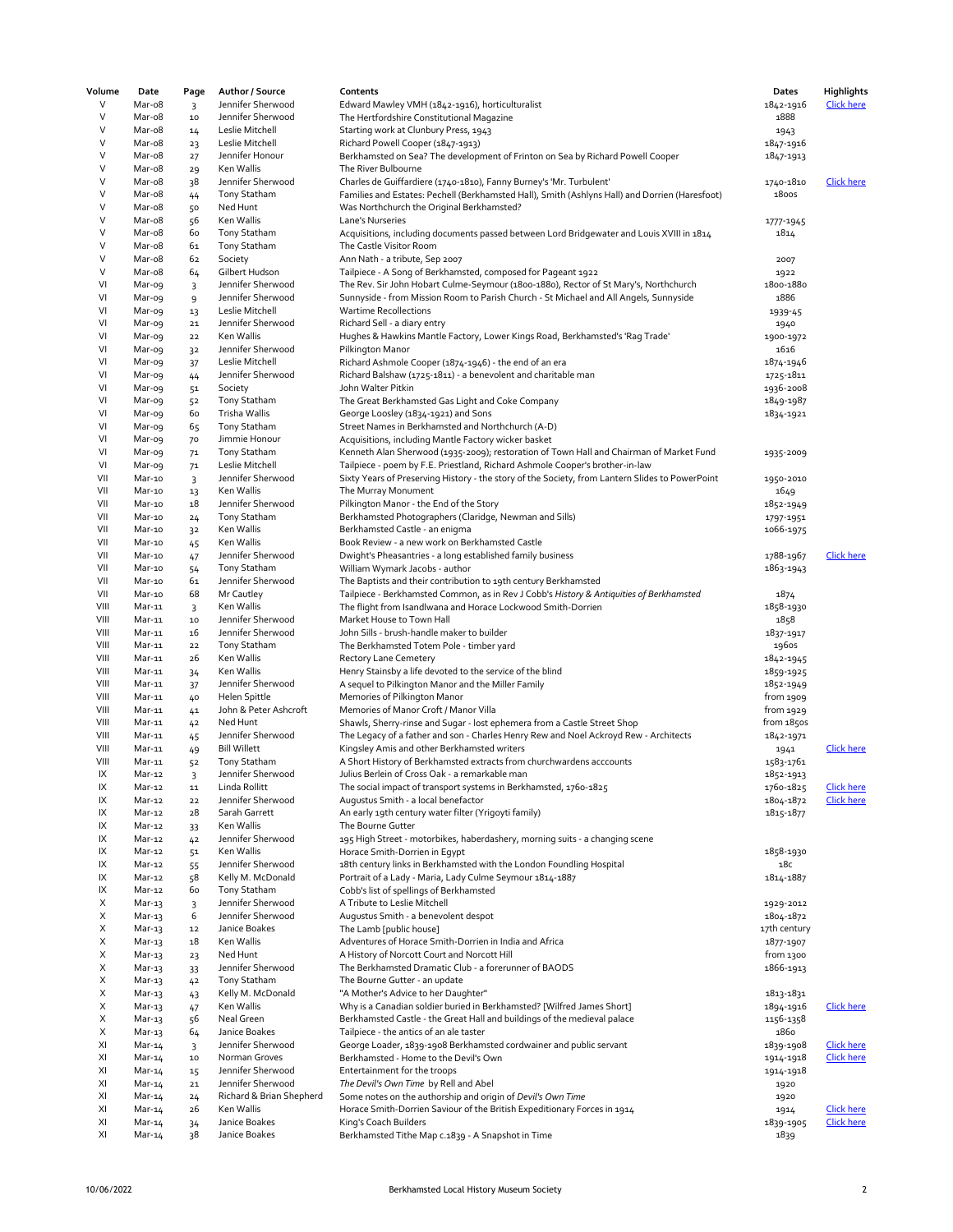| Volume | Date | Page | Author / Source | Contents | Dates | Highlights |
|---|---|---|---|---|---|---|
| V | Mar-08 | 3 | Jennifer Sherwood | Edward Mawley VMH (1842-1916), horticulturalist | 1842-1916 | Click here |
| V | Mar-08 | 10 | Jennifer Sherwood | The Hertfordshire Constitutional Magazine | 1888 | |
| V | Mar-08 | 14 | Leslie Mitchell | Starting work at Clunbury Press, 1943 | 1943 | |
| V | Mar-08 | 23 | Leslie Mitchell | Richard Powell Cooper (1847-1913) | 1847-1916 | |
| V | Mar-08 | 27 | Jennifer Honour | Berkhamsted on Sea? The development of Frinton on Sea by Richard Powell Cooper | 1847-1913 | |
| V | Mar-08 | 29 | Ken Wallis | The River Bulbourne | | |
| V | Mar-08 | 38 | Jennifer Sherwood | Charles de Guiffardiere (1740-1810), Fanny Burney's 'Mr. Turbulent' | 1740-1810 | Click here |
| V | Mar-08 | 44 | Tony Statham | Families and Estates: Pechell (Berkhamsted Hall), Smith (Ashlyns Hall) and Dorrien (Haresfoot) | 1800s | |
| V | Mar-08 | 50 | Ned Hunt | Was Northchurch the Original Berkhamsted? | | |
| V | Mar-08 | 56 | Ken Wallis | Lane's Nurseries | 1777-1945 | |
| V | Mar-08 | 60 | Tony Statham | Acquisitions, including documents passed between Lord Bridgewater and Louis XVIII in 1814 | 1814 | |
| V | Mar-08 | 61 | Tony Statham | The Castle Visitor Room | | |
| V | Mar-08 | 62 | Society | Ann Nath - a tribute, Sep 2007 | 2007 | |
| V | Mar-08 | 64 | Gilbert Hudson | Tailpiece - A Song of Berkhamsted, composed for Pageant 1922 | 1922 | |
| VI | Mar-09 | 3 | Jennifer Sherwood | The Rev. Sir John Hobart Culme-Seymour (1800-1880), Rector of St Mary's, Northchurch | 1800-1880 | |
| VI | Mar-09 | 9 | Jennifer Sherwood | Sunnyside - from Mission Room to Parish Church - St Michael and All Angels, Sunnyside | 1886 | |
| VI | Mar-09 | 13 | Leslie Mitchell | Wartime Recollections | 1939-45 | |
| VI | Mar-09 | 21 | Jennifer Sherwood | Richard Sell - a diary entry | 1940 | |
| VI | Mar-09 | 22 | Ken Wallis | Hughes & Hawkins Mantle Factory, Lower Kings Road, Berkhamsted's 'Rag Trade' | 1900-1972 | |
| VI | Mar-09 | 32 | Jennifer Sherwood | Pilkington Manor | 1616 | |
| VI | Mar-09 | 37 | Leslie Mitchell | Richard Ashmole Cooper (1874-1946) - the end of an era | 1874-1946 | |
| VI | Mar-09 | 44 | Jennifer Sherwood | Richard Balshaw (1725-1811) - a benevolent and charitable man | 1725-1811 | |
| VI | Mar-09 | 51 | Society | John Walter Pitkin | 1936-2008 | |
| VI | Mar-09 | 52 | Tony Statham | The Great Berkhamsted Gas Light and Coke Company | 1849-1987 | |
| VI | Mar-09 | 60 | Trisha Wallis | George Loosley (1834-1921) and Sons | 1834-1921 | |
| VI | Mar-09 | 65 | Tony Statham | Street Names in Berkhamsted and Northchurch (A-D) | | |
| VI | Mar-09 | 70 | Jimmie Honour | Acquisitions, including Mantle Factory wicker basket | | |
| VI | Mar-09 | 71 | Tony Statham | Kenneth Alan Sherwood (1935-2009); restoration of Town Hall and Chairman of Market Fund | 1935-2009 | |
| VI | Mar-09 | 71 | Leslie Mitchell | Tailpiece - poem by F.E. Priestland, Richard Ashmole Cooper's brother-in-law | | |
| VII | Mar-10 | 3 | Jennifer Sherwood | Sixty Years of Preserving History - the story of the Society, from Lantern Slides to PowerPoint | 1950-2010 | |
| VII | Mar-10 | 13 | Ken Wallis | The Murray Monument | 1649 | |
| VII | Mar-10 | 18 | Jennifer Sherwood | Pilkington Manor - the End of the Story | 1852-1949 | |
| VII | Mar-10 | 24 | Tony Statham | Berkhamsted Photographers (Claridge, Newman and Sills) | 1797-1951 | |
| VII | Mar-10 | 32 | Ken Wallis | Berkhamsted Castle - an enigma | 1066-1975 | |
| VII | Mar-10 | 45 | Ken Wallis | Book Review - a new work on Berkhamsted Castle | | |
| VII | Mar-10 | 47 | Jennifer Sherwood | Dwight's Pheasantries - a long established family business | 1788-1967 | Click here |
| VII | Mar-10 | 54 | Tony Statham | William Wymark Jacobs - author | 1863-1943 | |
| VII | Mar-10 | 61 | Jennifer Sherwood | The Baptists and their contribution to 19th century Berkhamsted | | |
| VII | Mar-10 | 68 | Mr Cautley | Tailpiece - Berkhamsted Common, as in Rev J Cobb's *History & Antiquities of Berkhamsted* | 1874 | |
| VIII | Mar-11 | 3 | Ken Wallis | The flight from Isandlwana and Horace Lockwood Smith-Dorrien | 1858-1930 | |
| VIII | Mar-11 | 10 | Jennifer Sherwood | Market House to Town Hall | 1858 | |
| VIII | Mar-11 | 16 | Jennifer Sherwood | John Sills - brush-handle maker to builder | 1837-1917 | |
| VIII | Mar-11 | 22 | Tony Statham | The Berkhamsted Totem Pole - timber yard | 1960s | |
| VIII | Mar-11 | 26 | Ken Wallis | Rectory Lane Cemetery | 1842-1945 | |
| VIII | Mar-11 | 34 | Ken Wallis | Henry Stainsby a life devoted to the service of the blind | 1859-1925 | |
| VIII | Mar-11 | 37 | Jennifer Sherwood | A sequel to Pilkington Manor and the Miller Family | 1852-1949 | |
| VIII | Mar-11 | 40 | Helen Spittle | Memories of Pilkington Manor | from 1909 | |
| VIII | Mar-11 | 41 | John & Peter Ashcroft | Memories of Manor Croft / Manor Villa | from 1929 | |
| VIII | Mar-11 | 42 | Ned Hunt | Shawls, Sherry-rinse and Sugar - lost ephemera from a Castle Street Shop | from 1850s | |
| VIII | Mar-11 | 45 | Jennifer Sherwood | The Legacy of a father and son - Charles Henry Rew and Noel Ackroyd Rew - Architects | 1842-1971 | |
| VIII | Mar-11 | 49 | Bill Willett | Kingsley Amis and other Berkhamsted writers | 1941 | Click here |
| VIII | Mar-11 | 52 | Tony Statham | A Short History of Berkhamsted extracts from churchwardens acccounts | 1583-1761 | |
| IX | Mar-12 | 3 | Jennifer Sherwood | Julius Berlein of Cross Oak - a remarkable man | 1852-1913 | |
| IX | Mar-12 | 11 | Linda Rollitt | The social impact of transport systems in Berkhamsted, 1760-1825 | 1760-1825 | Click here |
| IX | Mar-12 | 22 | Jennifer Sherwood | Augustus Smith - a local benefactor | 1804-1872 | Click here |
| IX | Mar-12 | 28 | Sarah Garrett | An early 19th century water filter (Yrigoyti family) | 1815-1877 | |
| IX | Mar-12 | 33 | Ken Wallis | The Bourne Gutter | | |
| IX | Mar-12 | 42 | Jennifer Sherwood | 195 High Street - motorbikes, haberdashery, morning suits - a changing scene | | |
| IX | Mar-12 | 51 | Ken Wallis | Horace Smith-Dorrien in Egypt | 1858-1930 | |
| IX | Mar-12 | 55 | Jennifer Sherwood | 18th century links in Berkhamsted with the London Foundling Hospital | 18c | |
| IX | Mar-12 | 58 | Kelly M. McDonald | Portrait of a Lady - Maria, Lady Culme Seymour 1814-1887 | 1814-1887 | |
| IX | Mar-12 | 60 | Tony Statham | Cobb's list of spellings of Berkhamsted | | |
| X | Mar-13 | 3 | Jennifer Sherwood | A Tribute to Leslie Mitchell | 1929-2012 | |
| X | Mar-13 | 6 | Jennifer Sherwood | Augustus Smith - a benevolent despot | 1804-1872 | |
| X | Mar-13 | 12 | Janice Boakes | The Lamb [public house] | 17th century | |
| X | Mar-13 | 18 | Ken Wallis | Adventures of Horace Smith-Dorrien in India and Africa | 1877-1907 | |
| X | Mar-13 | 23 | Ned Hunt | A History of Norcott Court and Norcott Hill | from 1300 | |
| X | Mar-13 | 33 | Jennifer Sherwood | The Berkhamsted Dramatic Club - a forerunner of BAODS | 1866-1913 | |
| X | Mar-13 | 42 | Tony Statham | The Bourne Gutter - an update | | |
| X | Mar-13 | 43 | Kelly M. McDonald | "A Mother's Advice to her Daughter" | 1813-1831 | |
| X | Mar-13 | 47 | Ken Wallis | Why is a Canadian soldier buried in Berkhamsted? [Wilfred James Short] | 1894-1916 | Click here |
| X | Mar-13 | 56 | Neal Green | Berkhamsted Castle - the Great Hall and buildings of the medieval palace | 1156-1358 | |
| X | Mar-13 | 64 | Janice Boakes | Tailpiece - the antics of an ale taster | 1860 | |
| XI | Mar-14 | 3 | Jennifer Sherwood | George Loader, 1839-1908 Berkhamsted cordwainer and public servant | 1839-1908 | Click here |
| XI | Mar-14 | 10 | Norman Groves | Berkhamsted - Home to the Devil's Own | 1914-1918 | Click here |
| XI | Mar-14 | 15 | Jennifer Sherwood | Entertainment for the troops | 1914-1918 | |
| XI | Mar-14 | 21 | Jennifer Sherwood | *The Devil's Own Time* by Rell and Abel | 1920 | |
| XI | Mar-14 | 24 | Richard & Brian Shepherd | Some notes on the authorship and origin of *Devil's Own Time* | 1920 | |
| XI | Mar-14 | 26 | Ken Wallis | Horace Smith-Dorrien Saviour of the British Expeditionary Forces in 1914 | 1914 | Click here |
| XI | Mar-14 | 34 | Janice Boakes | King's Coach Builders | 1839-1905 | Click here |
| XI | Mar-14 | 38 | Janice Boakes | Berkhamsted Tithe Map c.1839 - A Snapshot in Time | 1839 | |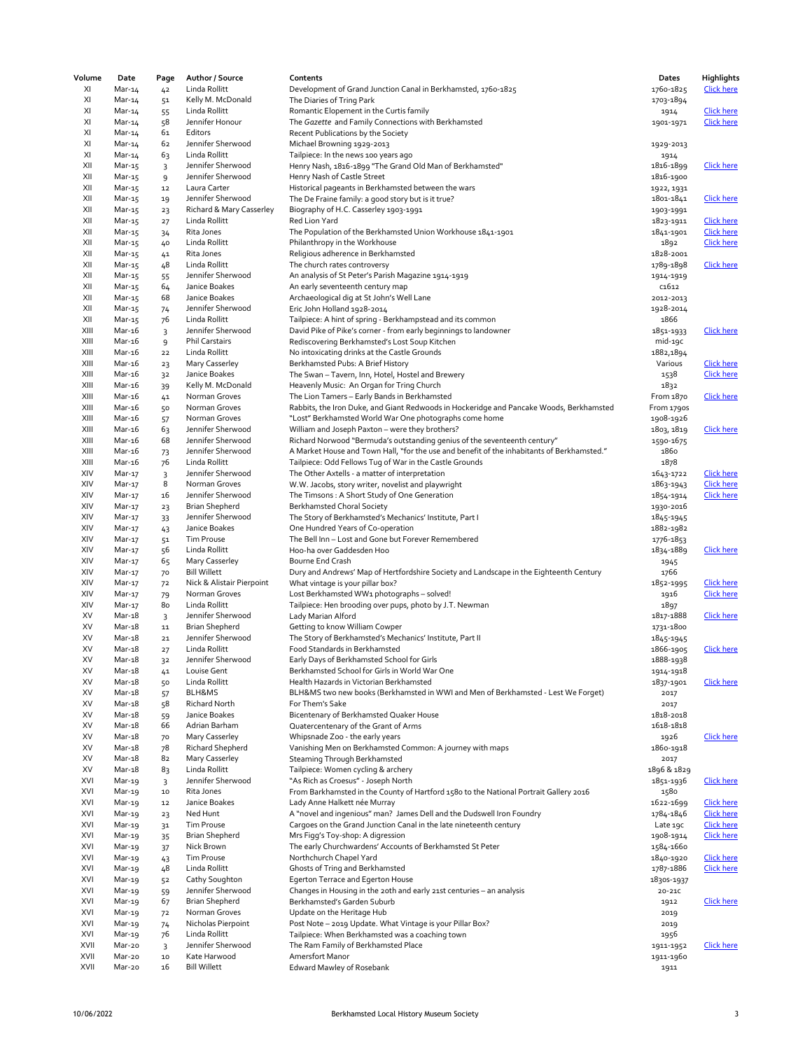| Volume | Date | Page | Author / Source | Contents | Dates | Highlights |
|---|---|---|---|---|---|---|
| XI | Mar-14 | 42 | Linda Rollitt | Development of Grand Junction Canal in Berkhamsted, 1760-1825 | 1760-1825 | Click here |
| XI | Mar-14 | 51 | Kelly M. McDonald | The Diaries of Tring Park | 1703-1894 | |
| XI | Mar-14 | 55 | Linda Rollitt | Romantic Elopement in the Curtis family | 1914 | Click here |
| XI | Mar-14 | 58 | Jennifer Honour | The *Gazette* and Family Connections with Berkhamsted | 1901-1971 | Click here |
| XI | Mar-14 | 61 | Editors | Recent Publications by the Society | | |
| XI | Mar-14 | 62 | Jennifer Sherwood | Michael Browning 1929-2013 | 1929-2013 | |
| XI | Mar-14 | 63 | Linda Rollitt | Tailpiece: In the news 100 years ago | 1914 | |
| XII | Mar-15 | 3 | Jennifer Sherwood | Henry Nash, 1816-1899 "The Grand Old Man of Berkhamsted" | 1816-1899 | Click here |
| XII | Mar-15 | 9 | Jennifer Sherwood | Henry Nash of Castle Street | 1816-1900 | |
| XII | Mar-15 | 12 | Laura Carter | Historical pageants in Berkhamsted between the wars | 1922, 1931 | |
| XII | Mar-15 | 19 | Jennifer Sherwood | The De Fraine family: a good story but is it true? | 1801-1841 | Click here |
| XII | Mar-15 | 23 | Richard & Mary Casserley | Biography of H.C. Casserley 1903-1991 | 1903-1991 | |
| XII | Mar-15 | 27 | Linda Rollitt | Red Lion Yard | 1823-1911 | Click here |
| XII | Mar-15 | 34 | Rita Jones | The Population of the Berkhamsted Union Workhouse 1841-1901 | 1841-1901 | Click here |
| XII | Mar-15 | 40 | Linda Rollitt | Philanthropy in the Workhouse | 1892 | Click here |
| XII | Mar-15 | 41 | Rita Jones | Religious adherence in Berkhamsted | 1828-2001 | |
| XII | Mar-15 | 48 | Linda Rollitt | The church rates controversy | 1789-1898 | Click here |
| XII | Mar-15 | 55 | Jennifer Sherwood | An analysis of St Peter's Parish Magazine 1914-1919 | 1914-1919 | |
| XII | Mar-15 | 64 | Janice Boakes | An early seventeenth century map | c1612 | |
| XII | Mar-15 | 68 | Janice Boakes | Archaeological dig at St John's Well Lane | 2012-2013 | |
| XII | Mar-15 | 74 | Jennifer Sherwood | Eric John Holland 1928-2014 | 1928-2014 | |
| XII | Mar-15 | 76 | Linda Rollitt | Tailpiece: A hint of spring - Berkhampstead and its common | 1866 | |
| XIII | Mar-16 | 3 | Jennifer Sherwood | David Pike of Pike's corner - from early beginnings to landowner | 1851-1933 | Click here |
| XIII | Mar-16 | 9 | Phil Carstairs | Rediscovering Berkhamsted's Lost Soup Kitchen | mid-19c | |
| XIII | Mar-16 | 22 | Linda Rollitt | No intoxicating drinks at the Castle Grounds | 1882,1894 | |
| XIII | Mar-16 | 23 | Mary Casserley | Berkhamsted Pubs: A Brief History | Various | Click here |
| XIII | Mar-16 | 32 | Janice Boakes | The Swan – Tavern, Inn, Hotel, Hostel and Brewery | 1538 | Click here |
| XIII | Mar-16 | 39 | Kelly M. McDonald | Heavenly Music: An Organ for Tring Church | 1832 | |
| XIII | Mar-16 | 41 | Norman Groves | The Lion Tamers – Early Bands in Berkhamsted | From 1870 | Click here |
| XIII | Mar-16 | 50 | Norman Groves | Rabbits, the Iron Duke, and Giant Redwoods in Hockeridge and Pancake Woods, Berkhamsted | From 1790s | |
| XIII | Mar-16 | 57 | Norman Groves | "Lost" Berkhamsted World War One photographs come home | 1908-1926 | |
| XIII | Mar-16 | 63 | Jennifer Sherwood | William and Joseph Paxton – were they brothers? | 1803, 1819 | Click here |
| XIII | Mar-16 | 68 | Jennifer Sherwood | Richard Norwood "Bermuda's outstanding genius of the seventeenth century" | 1590-1675 | |
| XIII | Mar-16 | 73 | Jennifer Sherwood | A Market House and Town Hall, "for the use and benefit of the inhabitants of Berkhamsted." | 1860 | |
| XIII | Mar-16 | 76 | Linda Rollitt | Tailpiece: Odd Fellows Tug of War in the Castle Grounds | 1878 | |
| XIV | Mar-17 | 3 | Jennifer Sherwood | The Other Axtells - a matter of interpretation | 1643-1722 | Click here |
| XIV | Mar-17 | 8 | Norman Groves | W.W. Jacobs, story writer, novelist and playwright | 1863-1943 | Click here |
| XIV | Mar-17 | 16 | Jennifer Sherwood | The Timsons : A Short Study of One Generation | 1854-1914 | Click here |
| XIV | Mar-17 | 23 | Brian Shepherd | Berkhamsted Choral Society | 1930-2016 | |
| XIV | Mar-17 | 33 | Jennifer Sherwood | The Story of Berkhamsted's Mechanics' Institute, Part I | 1845-1945 | |
| XIV | Mar-17 | 43 | Janice Boakes | One Hundred Years of Co-operation | 1882-1982 | |
| XIV | Mar-17 | 51 | Tim Prouse | The Bell Inn – Lost and Gone but Forever Remembered | 1776-1853 | |
| XIV | Mar-17 | 56 | Linda Rollitt | Hoo-ha over Gaddesden Hoo | 1834-1889 | Click here |
| XIV | Mar-17 | 65 | Mary Casserley | Bourne End Crash | 1945 | |
| XIV | Mar-17 | 70 | Bill Willett | Dury and Andrews' Map of Hertfordshire Society and Landscape in the Eighteenth Century | 1766 | |
| XIV | Mar-17 | 72 | Nick & Alistair Pierpoint | What vintage is your pillar box? | 1852-1995 | Click here |
| XIV | Mar-17 | 79 | Norman Groves | Lost Berkhamsted WW1 photographs – solved! | 1916 | Click here |
| XIV | Mar-17 | 80 | Linda Rollitt | Tailpiece: Hen brooding over pups, photo by J.T. Newman | 1897 | |
| XV | Mar-18 | 3 | Jennifer Sherwood | Lady Marian Alford | 1817-1888 | Click here |
| XV | Mar-18 | 11 | Brian Shepherd | Getting to know William Cowper | 1731-1800 | |
| XV | Mar-18 | 21 | Jennifer Sherwood | The Story of Berkhamsted's Mechanics' Institute, Part II | 1845-1945 | |
| XV | Mar-18 | 27 | Linda Rollitt | Food Standards in Berkhamsted | 1866-1905 | Click here |
| XV | Mar-18 | 32 | Jennifer Sherwood | Early Days of Berkhamsted School for Girls | 1888-1938 | |
| XV | Mar-18 | 41 | Louise Gent | Berkhamsted School for Girls in World War One | 1914-1918 | |
| XV | Mar-18 | 50 | Linda Rollitt | Health Hazards in Victorian Berkhamsted | 1837-1901 | Click here |
| XV | Mar-18 | 57 | BLH&MS | BLH&MS two new books (Berkhamsted in WWI and Men of Berkhamsted - Lest We Forget) | 2017 | |
| XV | Mar-18 | 58 | Richard North | For Them's Sake | 2017 | |
| XV | Mar-18 | 59 | Janice Boakes | Bicentenary of Berkhamsted Quaker House | 1818-2018 | |
| XV | Mar-18 | 66 | Adrian Barham | Quatercentenary of the Grant of Arms | 1618-1818 | |
| XV | Mar-18 | 70 | Mary Casserley | Whipsnade Zoo - the early years | 1926 | Click here |
| XV | Mar-18 | 78 | Richard Shepherd | Vanishing Men on Berkhamsted Common: A journey with maps | 1860-1918 | |
| XV | Mar-18 | 82 | Mary Casserley | Steaming Through Berkhamsted | 2017 | |
| XV | Mar-18 | 83 | Linda Rollitt | Tailpiece: Women cycling & archery | 1896 & 1829 | |
| XVI | Mar-19 | 3 | Jennifer Sherwood | "As Rich as Croesus" - Joseph North | 1851-1936 | Click here |
| XVI | Mar-19 | 10 | Rita Jones | From Barkhamsted in the County of Hartford 1580 to the National Portrait Gallery 2016 | 1580 | |
| XVI | Mar-19 | 12 | Janice Boakes | Lady Anne Halkett née Murray | 1622-1699 | Click here |
| XVI | Mar-19 | 23 | Ned Hunt | A "novel and ingenious" man? James Dell and the Dudswell Iron Foundry | 1784-1846 | Click here |
| XVI | Mar-19 | 31 | Tim Prouse | Cargoes on the Grand Junction Canal in the late nineteenth century | Late 19c | Click here |
| XVI | Mar-19 | 35 | Brian Shepherd | Mrs Figg's Toy-shop: A digression | 1908-1914 | Click here |
| XVI | Mar-19 | 37 | Nick Brown | The early Churchwardens' Accounts of Berkhamsted St Peter | 1584-1660 | |
| XVI | Mar-19 | 43 | Tim Prouse | Northchurch Chapel Yard | 1840-1920 | Click here |
| XVI | Mar-19 | 48 | Linda Rollitt | Ghosts of Tring and Berkhamsted | 1787-1886 | Click here |
| XVI | Mar-19 | 52 | Cathy Soughton | Egerton Terrace and Egerton House | 1830s-1937 | |
| XVI | Mar-19 | 59 | Jennifer Sherwood | Changes in Housing in the 20th and early 21st centuries – an analysis | 20-21c | |
| XVI | Mar-19 | 67 | Brian Shepherd | Berkhamsted's Garden Suburb | 1912 | Click here |
| XVI | Mar-19 | 72 | Norman Groves | Update on the Heritage Hub | 2019 | |
| XVI | Mar-19 | 74 | Nicholas Pierpoint | Post Note – 2019 Update. What Vintage is your Pillar Box? | 2019 | |
| XVI | Mar-19 | 76 | Linda Rollitt | Tailpiece: When Berkhamsted was a coaching town | 1956 | |
| XVII | Mar-20 | 3 | Jennifer Sherwood | The Ram Family of Berkhamsted Place | 1911-1952 | Click here |
| XVII | Mar-20 | 10 | Kate Harwood | Amersfort Manor | 1911-1960 | |
| XVII | Mar-20 | 16 | Bill Willett | Edward Mawley of Rosebank | 1911 | |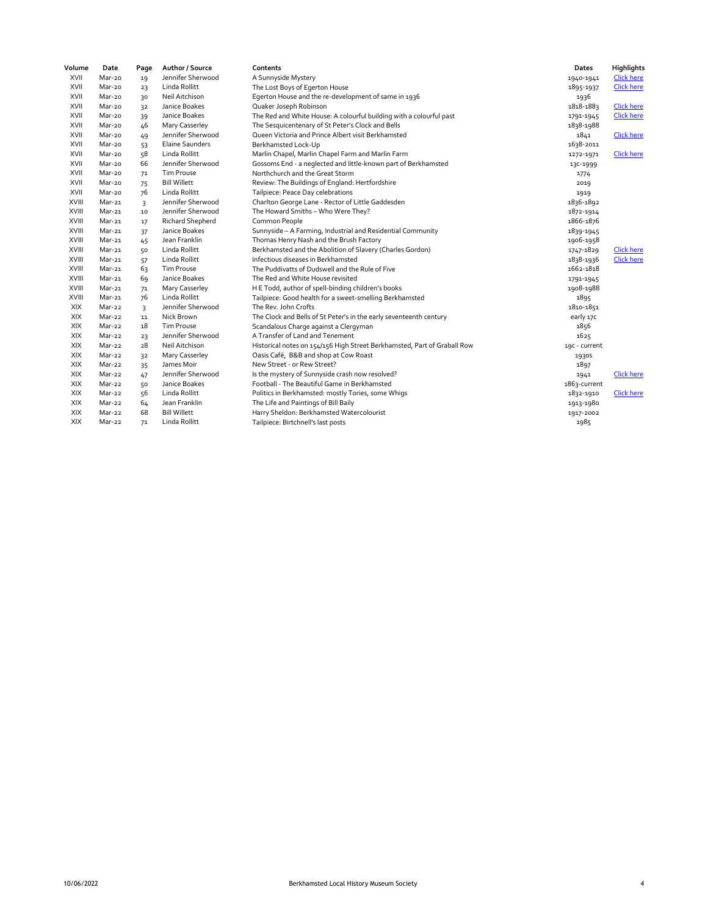| Volume | Date | Page | Author / Source | Contents | Dates | Highlights |
|---|---|---|---|---|---|---|
| XVII | Mar-20 | 19 | Jennifer Sherwood | A Sunnyside Mystery | 1940-1941 | Click here |
| XVII | Mar-20 | 23 | Linda Rollitt | The Lost Boys of Egerton House | 1895-1937 | Click here |
| XVII | Mar-20 | 30 | Neil Aitchison | Egerton House and the re-development of same in 1936 | 1936 | |
| XVII | Mar-20 | 32 | Janice Boakes | Quaker Joseph Robinson | 1818-1883 | Click here |
| XVII | Mar-20 | 39 | Janice Boakes | The Red and White House: A colourful building with a colourful past | 1791-1945 | Click here |
| XVII | Mar-20 | 46 | Mary Casserley | The Sesquicentenary of St Peter's Clock and Bells | 1838-1988 | |
| XVII | Mar-20 | 49 | Jennifer Sherwood | Queen Victoria and Prince Albert visit Berkhamsted | 1841 | Click here |
| XVII | Mar-20 | 53 | Elaine Saunders | Berkhamsted Lock-Up | 1638-2011 | |
| XVII | Mar-20 | 58 | Linda Rollitt | Marlin Chapel, Marlin Chapel Farm and Marlin Farm | 1272-1971 | Click here |
| XVII | Mar-20 | 66 | Jennifer Sherwood | Gossoms End - a neglected and little-known part of Berkhamsted | 13c-1999 | |
| XVII | Mar-20 | 71 | Tim Prouse | Northchurch and the Great Storm | 1774 | |
| XVII | Mar-20 | 75 | Bill Willett | Review: The Buildings of England: Hertfordshire | 2019 | |
| XVII | Mar-20 | 76 | Linda Rollitt | Tailpiece: Peace Day celebrations | 1919 | |
| XVIII | Mar-21 | 3 | Jennifer Sherwood | Charlton George Lane - Rector of Little Gaddesden | 1836-1892 | |
| XVIII | Mar-21 | 10 | Jennifer Sherwood | The Howard Smiths – Who Were They? | 1872-1914 | |
| XVIII | Mar-21 | 17 | Richard Shepherd | Common People | 1866-1876 | |
| XVIII | Mar-21 | 37 | Janice Boakes | Sunnyside – A Farming, Industrial and Residential Community | 1839-1945 | |
| XVIII | Mar-21 | 45 | Jean Franklin | Thomas Henry Nash and the Brush Factory | 1906-1958 | |
| XVIII | Mar-21 | 50 | Linda Rollitt | Berkhamsted and the Abolition of Slavery (Charles Gordon) | 1747-1829 | Click here |
| XVIII | Mar-21 | 57 | Linda Rollitt | Infectious diseases in Berkhamsted | 1838-1936 | Click here |
| XVIII | Mar-21 | 63 | Tim Prouse | The Puddivatts of Dudswell and the Rule of Five | 1662-1818 | |
| XVIII | Mar-21 | 69 | Janice Boakes | The Red and White House revisited | 1791-1945 | |
| XVIII | Mar-21 | 71 | Mary Casserley | H E Todd, author of spell-binding children's books | 1908-1988 | |
| XVIII | Mar-21 | 76 | Linda Rollitt | Tailpiece: Good health for a sweet-smelling Berkhamsted | 1895 | |
| XIX | Mar-22 | 3 | Jennifer Sherwood | The Rev. John Crofts | 1810-1851 | |
| XIX | Mar-22 | 11 | Nick Brown | The Clock and Bells of St Peter's in the early seventeenth century | early 17c | |
| XIX | Mar-22 | 18 | Tim Prouse | Scandalous Charge against a Clergyman | 1856 | |
| XIX | Mar-22 | 23 | Jennifer Sherwood | A Transfer of Land and Tenement | 1625 | |
| XIX | Mar-22 | 28 | Neil Aitchison | Historical notes on 154/156 High Street Berkhamsted, Part of Graball Row | 19c - current | |
| XIX | Mar-22 | 32 | Mary Casserley | Oasis Café, B&B and shop at Cow Roast | 1930s | |
| XIX | Mar-22 | 35 | James Moir | New Street - or Rew Street? | 1897 | |
| XIX | Mar-22 | 47 | Jennifer Sherwood | Is the mystery of Sunnyside crash now resolved? | 1941 | Click here |
| XIX | Mar-22 | 50 | Janice Boakes | Football - The Beautiful Game in Berkhamsted | 1863-current | |
| XIX | Mar-22 | 56 | Linda Rollitt | Politics in Berkhamsted: mostly Tories, some Whigs | 1832-1910 | Click here |
| XIX | Mar-22 | 64 | Jean Franklin | The Life and Paintings of Bill Baily | 1913-1980 | |
| XIX | Mar-22 | 68 | Bill Willett | Harry Sheldon: Berkhamsted Watercolourist | 1917-2002 | |
| XIX | Mar-22 | 71 | Linda Rollitt | Tailpiece: Birtchnell's last posts | 1985 | |